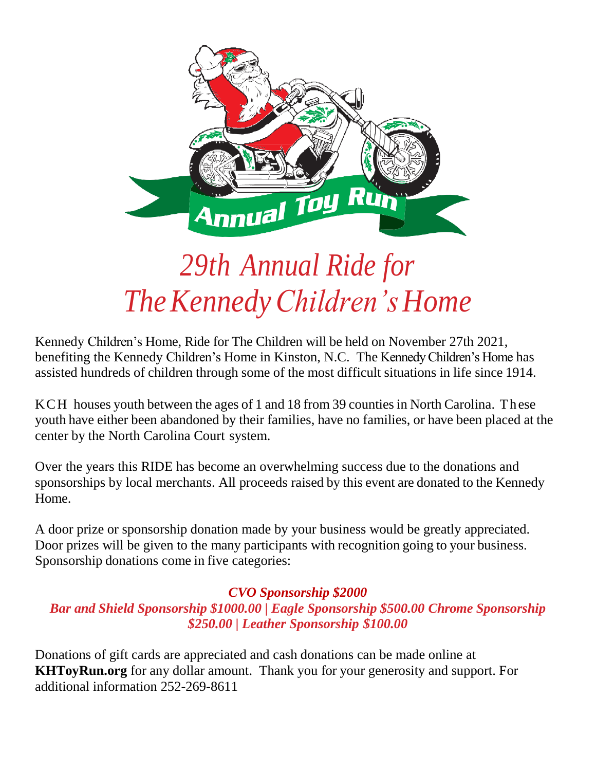# *29th Annual Ride for The Kennedy Children's Home*

Kennedy Children's Home, Ride for The Children will be held on November 27th 2021, benefiting the Kennedy Children's Home in Kinston, N.C. The Kennedy Children's Home has assisted hundreds of children through some of the most difficult situations in life since 1914.

KCH houses youth between the ages of 1 and 18 from 39 counties in North Carolina. These youth have either been abandoned by their families, have no families, or have been placed at the center by the North Carolina Court system.

Over the years this RIDE has become an overwhelming success due to the donations and sponsorships by local merchants. All proceeds raised by this event are donated to the Kennedy Home.

A door prize or sponsorship donation made by your business would be greatly appreciated. Door prizes will be given to the many participants with recognition going to your business. Sponsorship donations come in five categories:

***CVO Sponsorship $2000***
***Bar and Shield Sponsorship $1000.00 | Eagle Sponsorship $500.00 Chrome Sponsorship $250.00 | Leather Sponsorship $100.00***

Donations of gift cards are appreciated and cash donations can be made online at **KHToyRun.org** for any dollar amount. Thank you for your generosity and support. For additional information 252-269-8611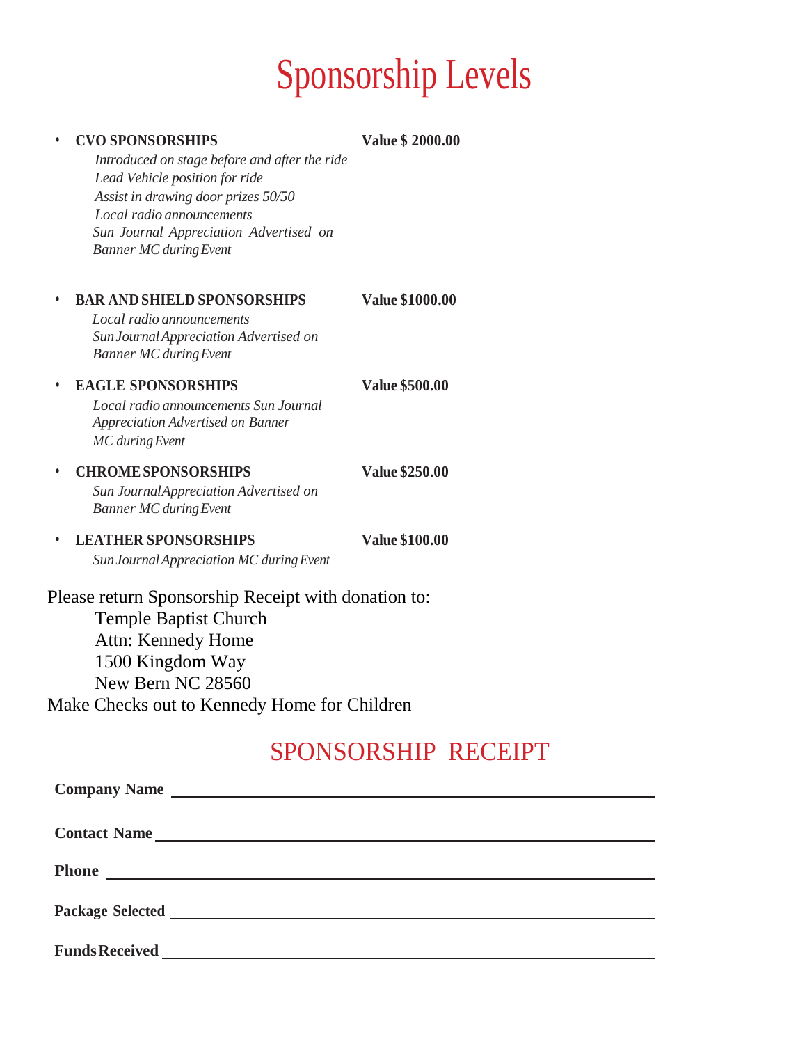# Sponsorship Levels

- **CVO SPONSORSHIPS** **Value $ 2000.00**
  *Introduced on stage before and after the ride*
  *Lead Vehicle position for ride*
  *Assist in drawing door prizes 50/50*
  *Local radio announcements*
  *Sun Journal Appreciation Advertised on*
  *Banner MC during Event*

- **BAR AND SHIELD SPONSORSHIPS** **Value $1000.00**
  *Local radio announcements*
  *Sun Journal Appreciation Advertised on*
  *Banner MC during Event*

- **EAGLE SPONSORSHIPS** **Value $500.00**
  *Local radio announcements Sun Journal*
  *Appreciation Advertised on Banner*
  *MC during Event*

- **CHROME SPONSORSHIPS** **Value $250.00**
  *Sun Journal Appreciation Advertised on*
  *Banner MC during Event*

- **LEATHER SPONSORSHIPS** **Value $100.00**
  *Sun Journal Appreciation MC during Event*

Please return Sponsorship Receipt with donation to:

Temple Baptist Church
Attn: Kennedy Home
1500 Kingdom Way
New Bern NC 28560

Make Checks out to Kennedy Home for Children

## SPONSORSHIP RECEIPT

**Company Name** ______________________________________________

**Contact Name** ______________________________________________

**Phone** ______________________________________________

**Package Selected** ______________________________________________

**Funds Received** ______________________________________________